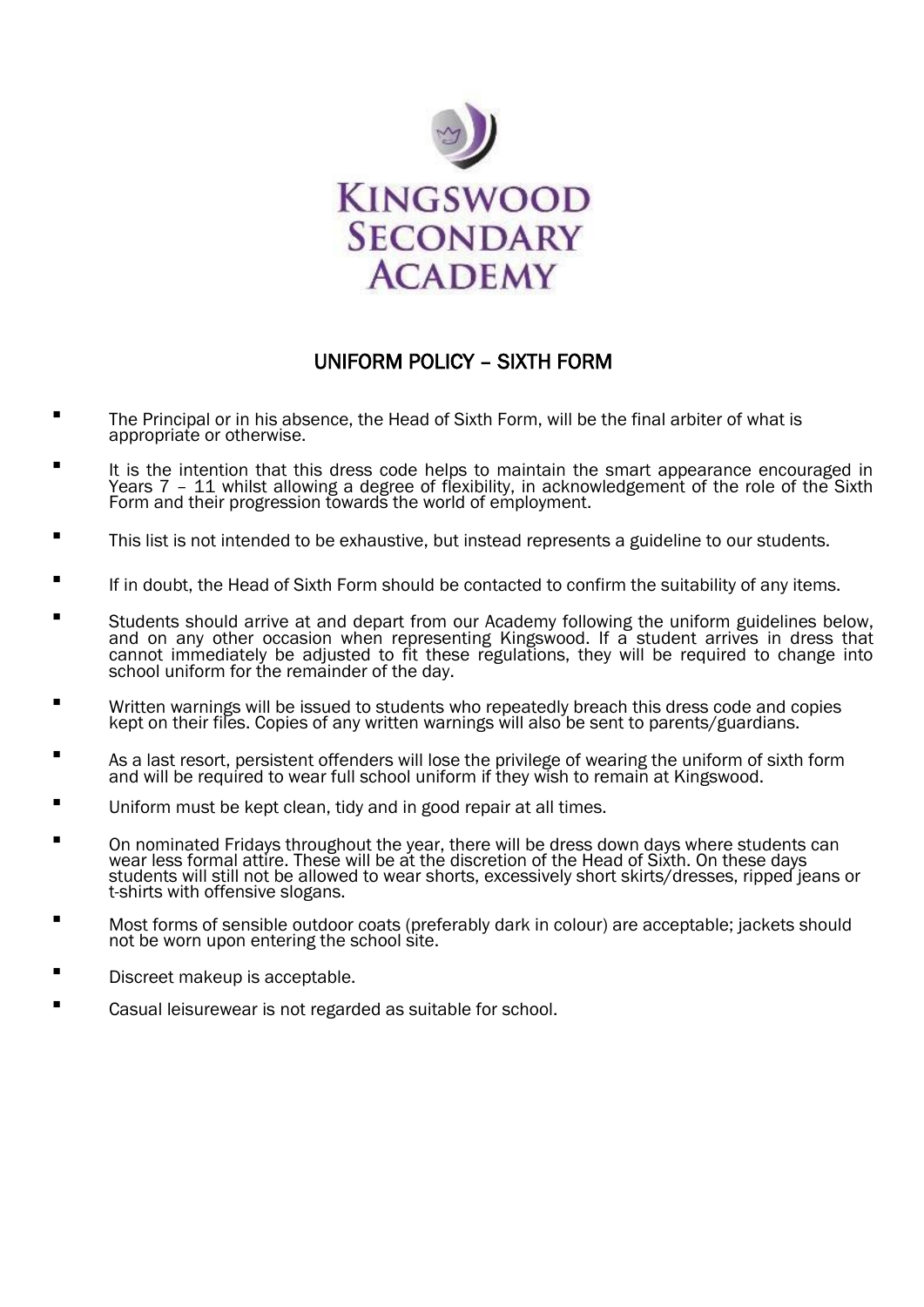# Kingswood Secondary Academy

## UNIFORM POLICY – SIXTH FORM

- The Principal or in his absence, the Head of Sixth Form, will be the final arbiter of what is appropriate or otherwise.
- It is the intention that this dress code helps to maintain the smart appearance encouraged in Years 7 – 11 whilst allowing a degree of flexibility, in acknowledgement of the role of the Sixth Form and their progression towards the world of employment.
- This list is not intended to be exhaustive, but instead represents a guideline to our students.
- If in doubt, the Head of Sixth Form should be contacted to confirm the suitability of any items.
- Students should arrive at and depart from our Academy following the uniform guidelines below, and on any other occasion when representing Kingswood. If a student arrives in dress that cannot immediately be adjusted to fit these regulations, they will be required to change into school uniform for the remainder of the day.
- Written warnings will be issued to students who repeatedly breach this dress code and copies kept on their files. Copies of any written warnings will also be sent to parents/guardians.
- As a last resort, persistent offenders will lose the privilege of wearing the uniform of sixth form and will be required to wear full school uniform if they wish to remain at Kingswood.
- Uniform must be kept clean, tidy and in good repair at all times.
- On nominated Fridays throughout the year, there will be dress down days where students can wear less formal attire. These will be at the discretion of the Head of Sixth. On these days students will still not be allowed to wear shorts, excessively short skirts/dresses, ripped jeans or t-shirts with offensive slogans.
- Most forms of sensible outdoor coats (preferably dark in colour) are acceptable; jackets should not be worn upon entering the school site.
- Discreet makeup is acceptable.
- Casual leisurewear is not regarded as suitable for school.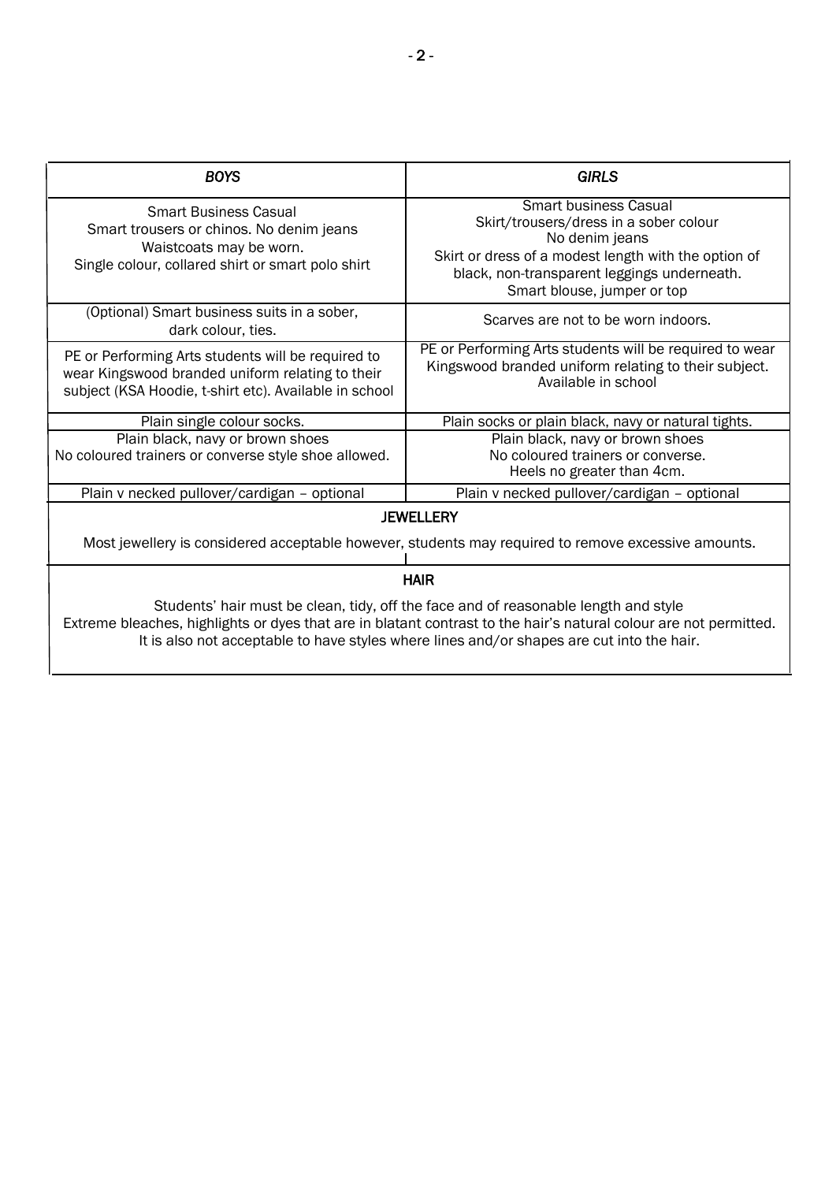| *BOYS* | *GIRLS* |
|---|---|
| Smart Business Casual<br>Smart trousers or chinos. No denim jeans<br>Waistcoats may be worn.<br>Single colour, collared shirt or smart polo shirt | Smart business Casual<br>Skirt/trousers/dress in a sober colour<br>No denim jeans<br>Skirt or dress of a modest length with the option of black, non-transparent leggings underneath.<br>Smart blouse, jumper or top |
| (Optional) Smart business suits in a sober, dark colour, ties. | Scarves are not to be worn indoors. |
| PE or Performing Arts students will be required to wear Kingswood branded uniform relating to their subject (KSA Hoodie, t-shirt etc). Available in school | PE or Performing Arts students will be required to wear Kingswood branded uniform relating to their subject. Available in school |
| Plain single colour socks. | Plain socks or plain black, navy or natural tights. |
| Plain black, navy or brown shoes<br>No coloured trainers or converse style shoe allowed. | Plain black, navy or brown shoes<br>No coloured trainers or converse.<br>Heels no greater than 4cm. |
| Plain v necked pullover/cardigan – optional | Plain v necked pullover/cardigan – optional |

## JEWELLERY

Most jewellery is considered acceptable however, students may required to remove excessive amounts.

## HAIR

Students' hair must be clean, tidy, off the face and of reasonable length and style
Extreme bleaches, highlights or dyes that are in blatant contrast to the hair's natural colour are not permitted.
It is also not acceptable to have styles where lines and/or shapes are cut into the hair.